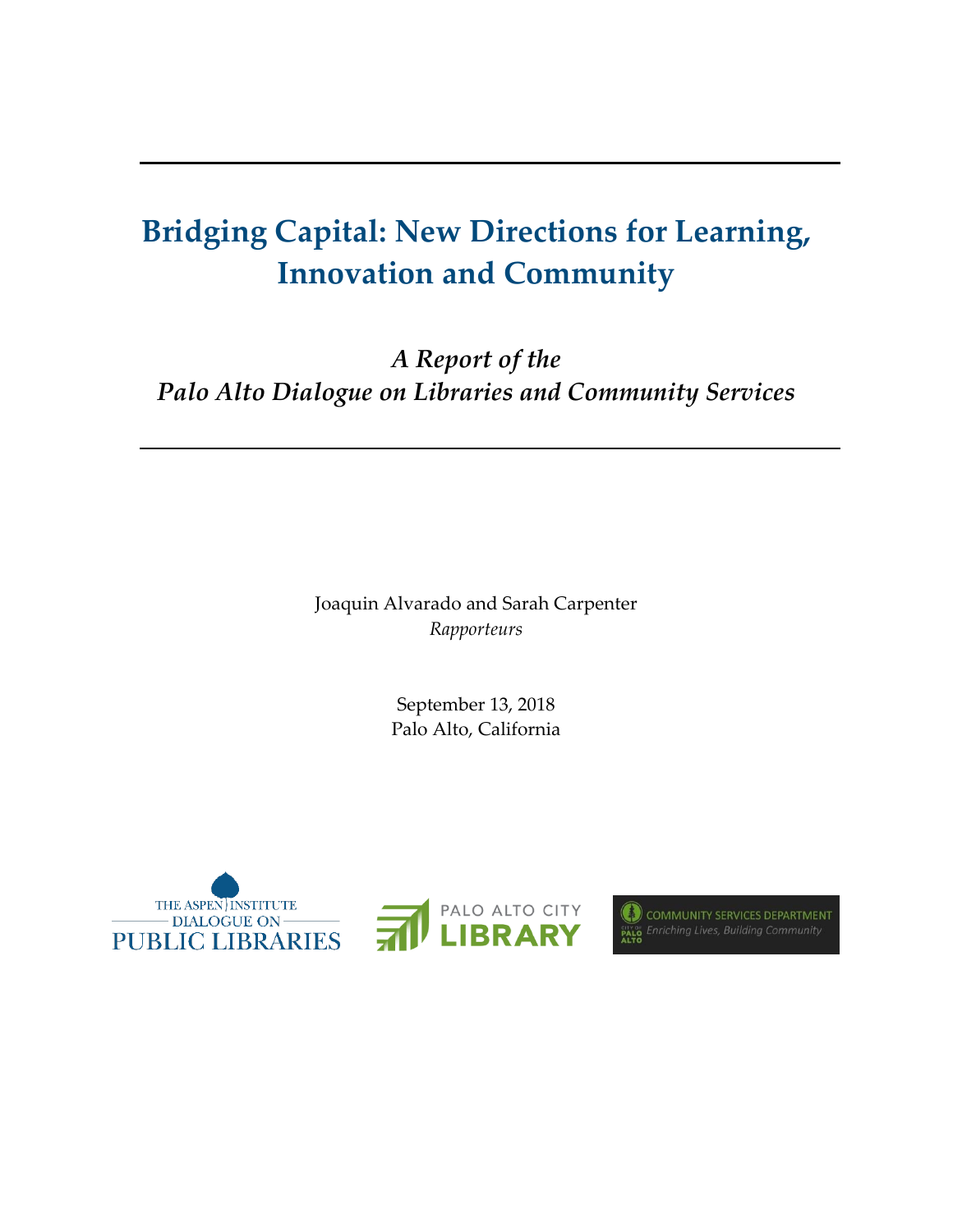# Bridging Capital: New Directions for Learning, Innovation and Community

***A Report of the Palo Alto Dialogue on Libraries and Community Services***

Joaquin Alvarado and Sarah Carpenter
*Rapporteurs*

September 13, 2018
Palo Alto, California

THE ASPEN INSTITUTE DIALOGUE ON PUBLIC LIBRARIES

PALO ALTO CITY LIBRARY

COMMUNITY SERVICES DEPARTMENT
*Enriching Lives, Building Community*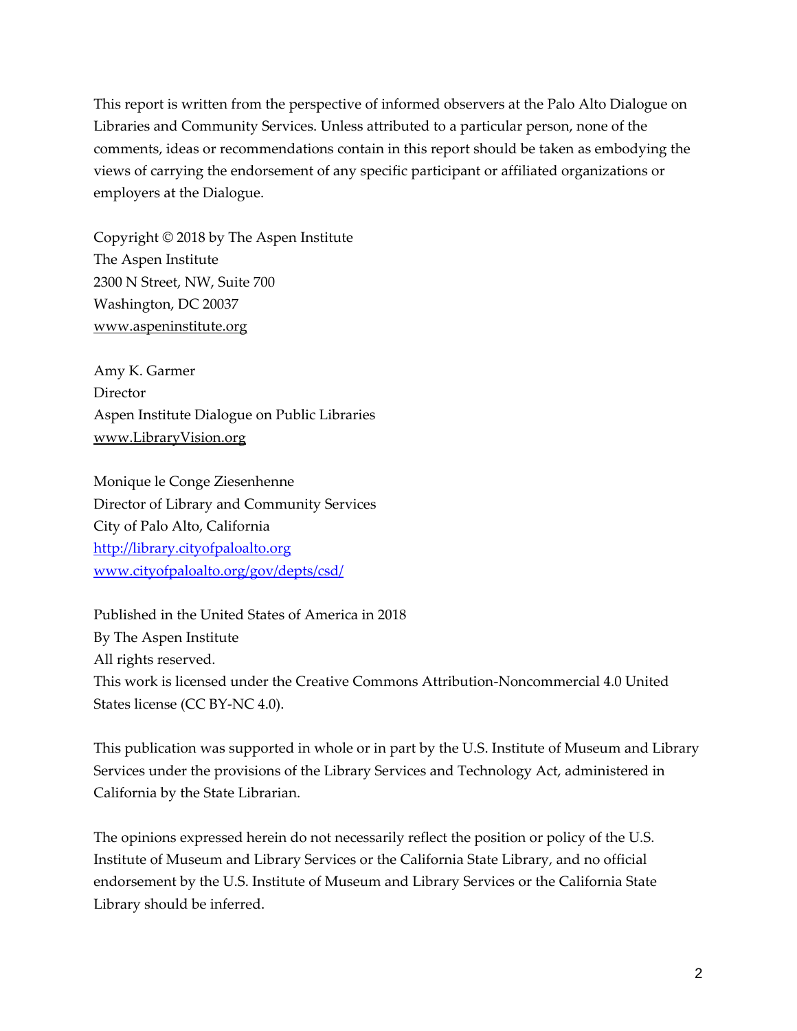This report is written from the perspective of informed observers at the Palo Alto Dialogue on Libraries and Community Services. Unless attributed to a particular person, none of the comments, ideas or recommendations contain in this report should be taken as embodying the views of carrying the endorsement of any specific participant or affiliated organizations or employers at the Dialogue.

Copyright © 2018 by The Aspen Institute
The Aspen Institute
2300 N Street, NW, Suite 700
Washington, DC 20037
www.aspeninstitute.org

Amy K. Garmer
Director
Aspen Institute Dialogue on Public Libraries
www.LibraryVision.org

Monique le Conge Ziesenhenne
Director of Library and Community Services
City of Palo Alto, California
http://library.cityofpaloalto.org
www.cityofpaloalto.org/gov/depts/csd/

Published in the United States of America in 2018
By The Aspen Institute
All rights reserved.
This work is licensed under the Creative Commons Attribution-Noncommercial 4.0 United States license (CC BY-NC 4.0).

This publication was supported in whole or in part by the U.S. Institute of Museum and Library Services under the provisions of the Library Services and Technology Act, administered in California by the State Librarian.

The opinions expressed herein do not necessarily reflect the position or policy of the U.S. Institute of Museum and Library Services or the California State Library, and no official endorsement by the U.S. Institute of Museum and Library Services or the California State Library should be inferred.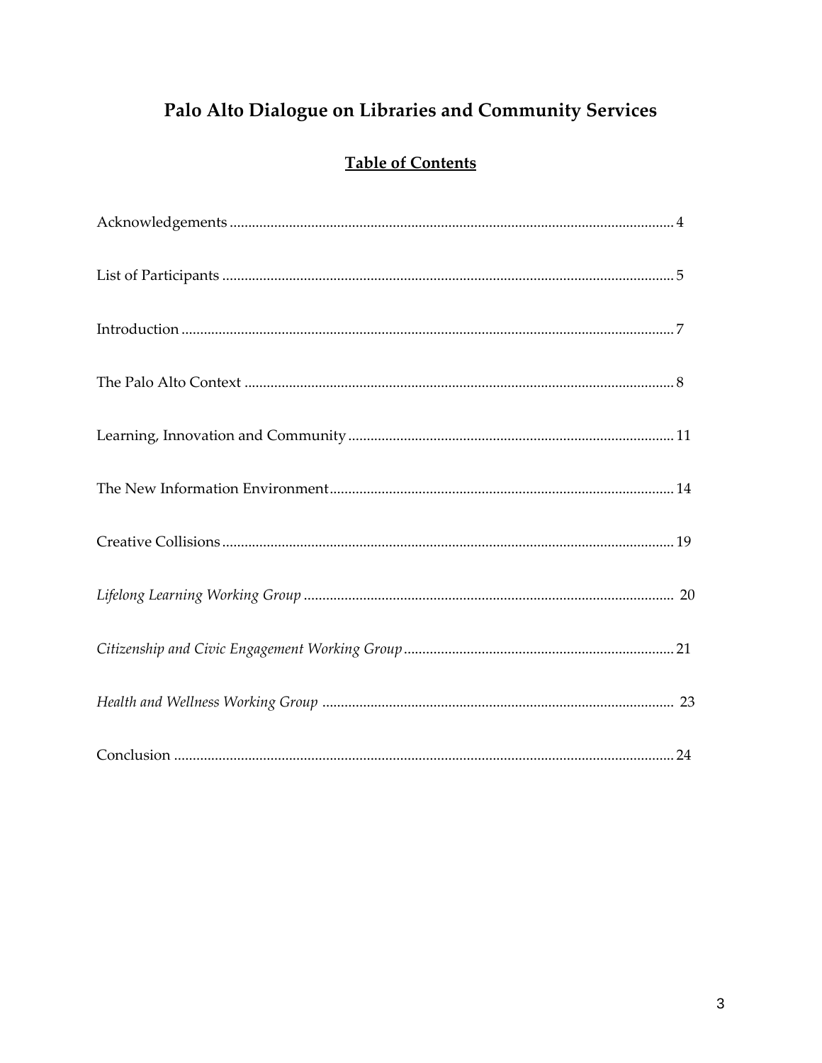# Palo Alto Dialogue on Libraries and Community Services

## Table of Contents

Acknowledgements ........................................................................................................ 4

List of Participants ........................................................................................................ 5

Introduction ................................................................................................................... 7

The Palo Alto Context ................................................................................................... 8

Learning, Innovation and Community ...................................................................... 11

The New Information Environment ........................................................................... 14

Creative Collisions ........................................................................................................ 19

*Lifelong Learning Working Group* .................................................................................. 20

*Citizenship and Civic Engagement Working Group* ....................................................... 21

*Health and Wellness Working Group* ............................................................................. 23

Conclusion .................................................................................................................... 24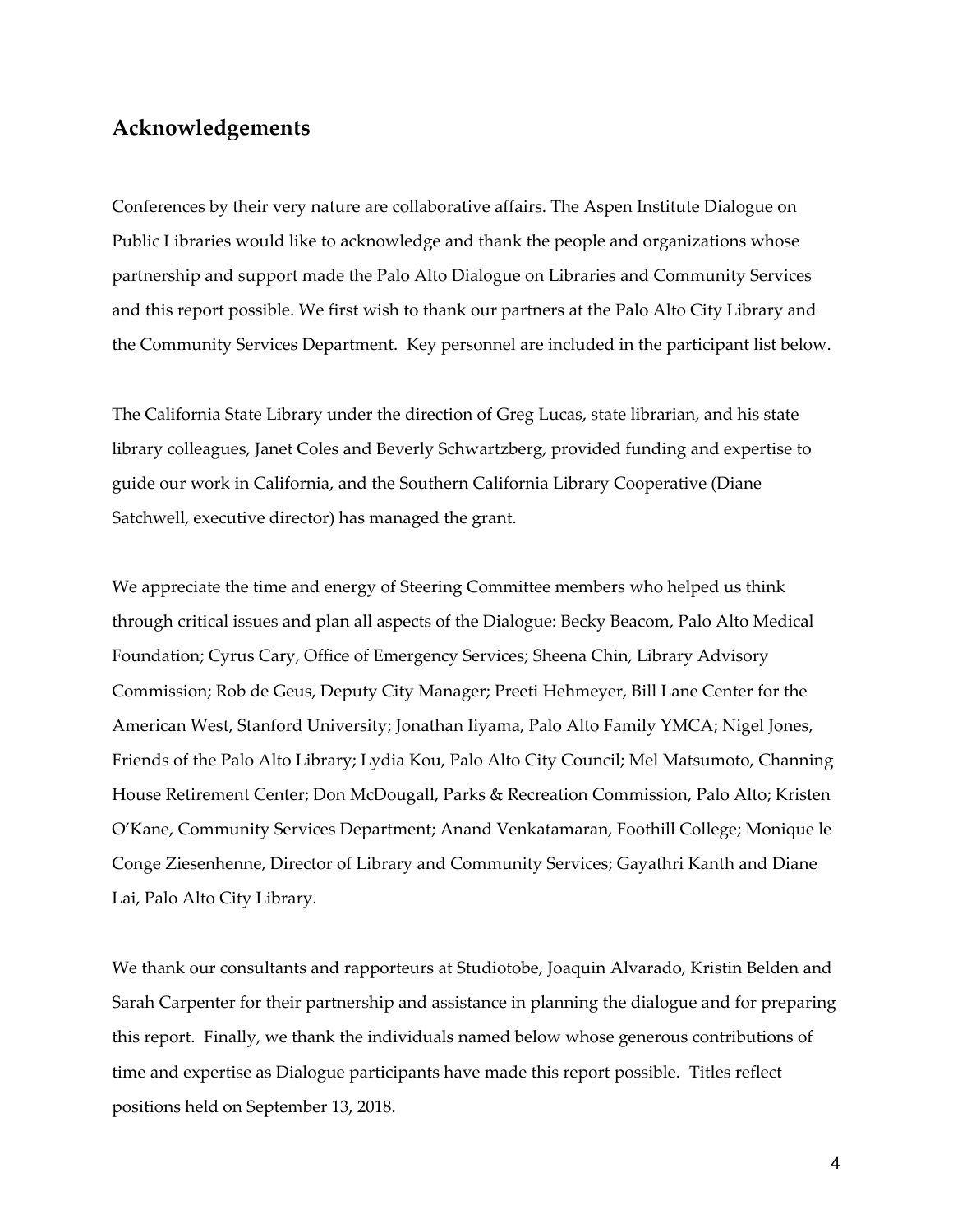## Acknowledgements

Conferences by their very nature are collaborative affairs. The Aspen Institute Dialogue on Public Libraries would like to acknowledge and thank the people and organizations whose partnership and support made the Palo Alto Dialogue on Libraries and Community Services and this report possible. We first wish to thank our partners at the Palo Alto City Library and the Community Services Department. Key personnel are included in the participant list below.

The California State Library under the direction of Greg Lucas, state librarian, and his state library colleagues, Janet Coles and Beverly Schwartzberg, provided funding and expertise to guide our work in California, and the Southern California Library Cooperative (Diane Satchwell, executive director) has managed the grant.

We appreciate the time and energy of Steering Committee members who helped us think through critical issues and plan all aspects of the Dialogue: Becky Beacom, Palo Alto Medical Foundation; Cyrus Cary, Office of Emergency Services; Sheena Chin, Library Advisory Commission; Rob de Geus, Deputy City Manager; Preeti Hehmeyer, Bill Lane Center for the American West, Stanford University; Jonathan Iiyama, Palo Alto Family YMCA; Nigel Jones, Friends of the Palo Alto Library; Lydia Kou, Palo Alto City Council; Mel Matsumoto, Channing House Retirement Center; Don McDougall, Parks & Recreation Commission, Palo Alto; Kristen O'Kane, Community Services Department; Anand Venkatamaran, Foothill College; Monique le Conge Ziesenhenne, Director of Library and Community Services; Gayathri Kanth and Diane Lai, Palo Alto City Library.

We thank our consultants and rapporteurs at Studiotobe, Joaquin Alvarado, Kristin Belden and Sarah Carpenter for their partnership and assistance in planning the dialogue and for preparing this report. Finally, we thank the individuals named below whose generous contributions of time and expertise as Dialogue participants have made this report possible. Titles reflect positions held on September 13, 2018.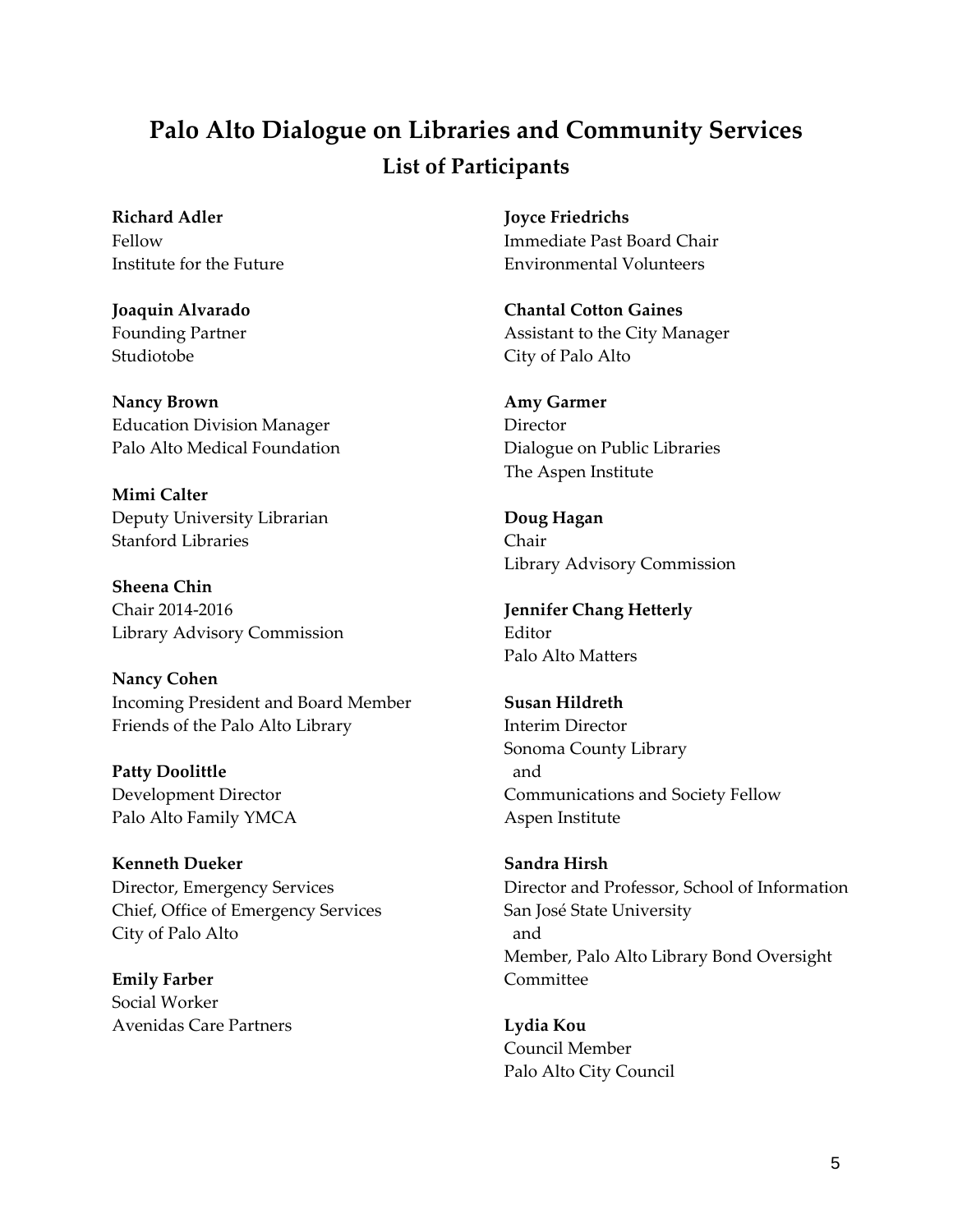# Palo Alto Dialogue on Libraries and Community Services

## List of Participants

**Richard Adler**
Fellow
Institute for the Future

**Joaquin Alvarado**
Founding Partner
Studiotobe

**Nancy Brown**
Education Division Manager
Palo Alto Medical Foundation

**Mimi Calter**
Deputy University Librarian
Stanford Libraries

**Sheena Chin**
Chair 2014-2016
Library Advisory Commission

**Nancy Cohen**
Incoming President and Board Member
Friends of the Palo Alto Library

**Patty Doolittle**
Development Director
Palo Alto Family YMCA

**Kenneth Dueker**
Director, Emergency Services
Chief, Office of Emergency Services
City of Palo Alto

**Emily Farber**
Social Worker
Avenidas Care Partners

**Joyce Friedrichs**
Immediate Past Board Chair
Environmental Volunteers

**Chantal Cotton Gaines**
Assistant to the City Manager
City of Palo Alto

**Amy Garmer**
Director
Dialogue on Public Libraries
The Aspen Institute

**Doug Hagan**
Chair
Library Advisory Commission

**Jennifer Chang Hetterly**
Editor
Palo Alto Matters

**Susan Hildreth**
Interim Director
Sonoma County Library
and
Communications and Society Fellow
Aspen Institute

**Sandra Hirsh**
Director and Professor, School of Information
San José State University
and
Member, Palo Alto Library Bond Oversight Committee

**Lydia Kou**
Council Member
Palo Alto City Council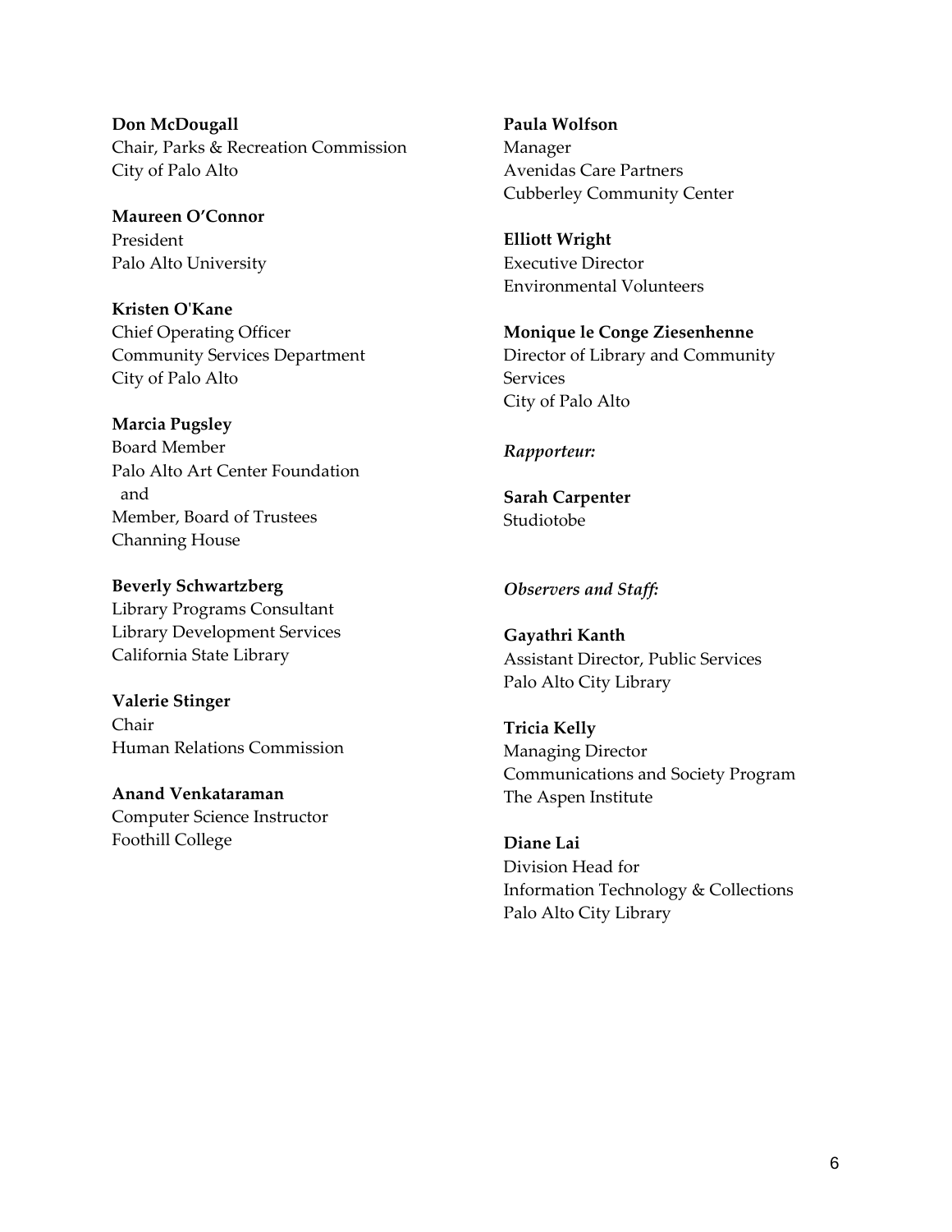**Don McDougall**
Chair, Parks & Recreation Commission
City of Palo Alto

**Maureen O'Connor**
President
Palo Alto University

**Kristen O'Kane**
Chief Operating Officer
Community Services Department
City of Palo Alto

**Marcia Pugsley**
Board Member
Palo Alto Art Center Foundation
and
Member, Board of Trustees
Channing House

**Beverly Schwartzberg**
Library Programs Consultant
Library Development Services
California State Library

**Valerie Stinger**
Chair
Human Relations Commission

**Anand Venkataraman**
Computer Science Instructor
Foothill College

**Paula Wolfson**
Manager
Avenidas Care Partners
Cubberley Community Center

**Elliott Wright**
Executive Director
Environmental Volunteers

**Monique le Conge Ziesenhenne**
Director of Library and Community Services
City of Palo Alto

*Rapporteur:*

**Sarah Carpenter**
Studiotobe

*Observers and Staff:*

**Gayathri Kanth**
Assistant Director, Public Services
Palo Alto City Library

**Tricia Kelly**
Managing Director
Communications and Society Program
The Aspen Institute

**Diane Lai**
Division Head for
Information Technology & Collections
Palo Alto City Library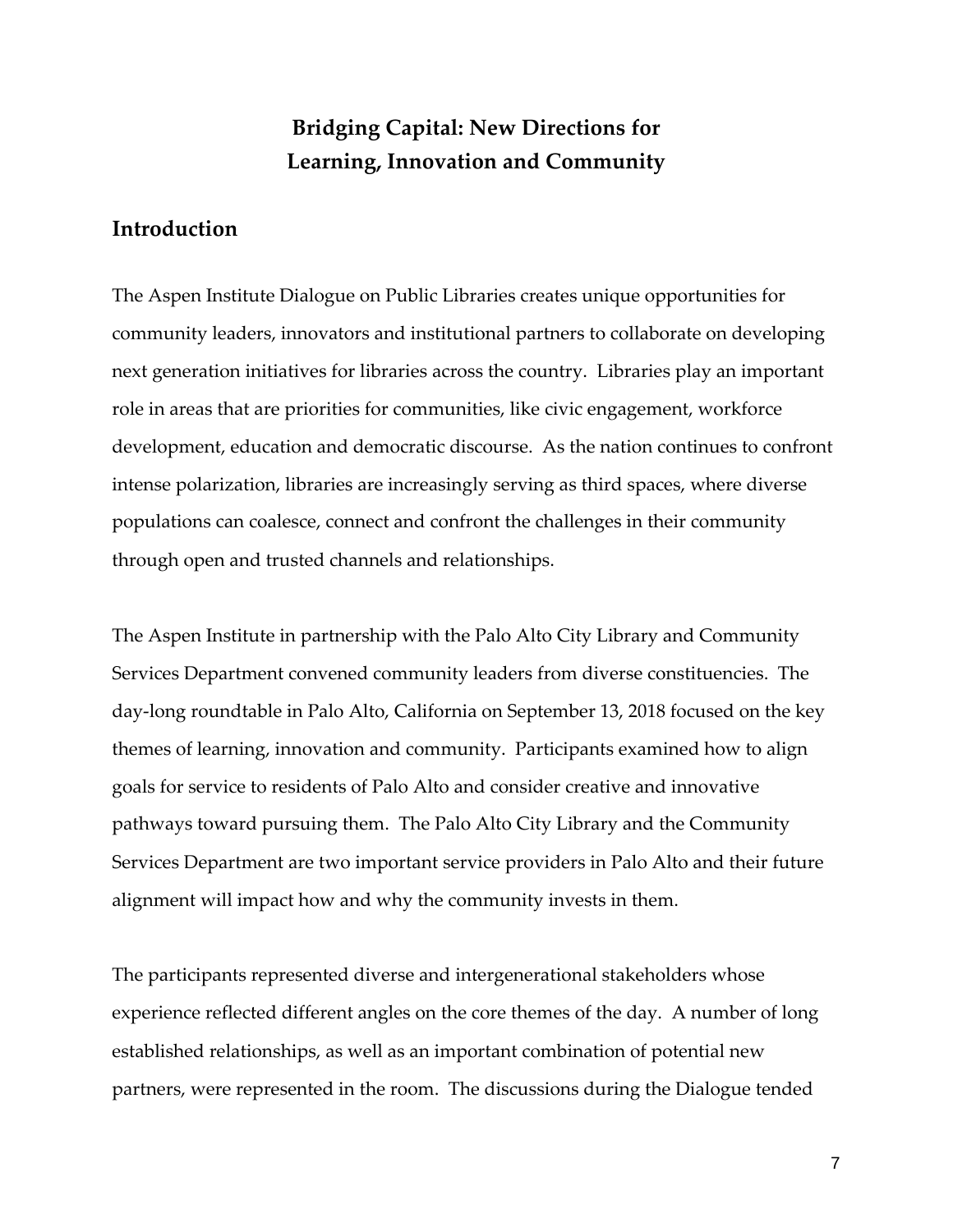# Bridging Capital: New Directions for Learning, Innovation and Community

## Introduction

The Aspen Institute Dialogue on Public Libraries creates unique opportunities for community leaders, innovators and institutional partners to collaborate on developing next generation initiatives for libraries across the country. Libraries play an important role in areas that are priorities for communities, like civic engagement, workforce development, education and democratic discourse. As the nation continues to confront intense polarization, libraries are increasingly serving as third spaces, where diverse populations can coalesce, connect and confront the challenges in their community through open and trusted channels and relationships.

The Aspen Institute in partnership with the Palo Alto City Library and Community Services Department convened community leaders from diverse constituencies. The day-long roundtable in Palo Alto, California on September 13, 2018 focused on the key themes of learning, innovation and community. Participants examined how to align goals for service to residents of Palo Alto and consider creative and innovative pathways toward pursuing them. The Palo Alto City Library and the Community Services Department are two important service providers in Palo Alto and their future alignment will impact how and why the community invests in them.

The participants represented diverse and intergenerational stakeholders whose experience reflected different angles on the core themes of the day. A number of long established relationships, as well as an important combination of potential new partners, were represented in the room. The discussions during the Dialogue tended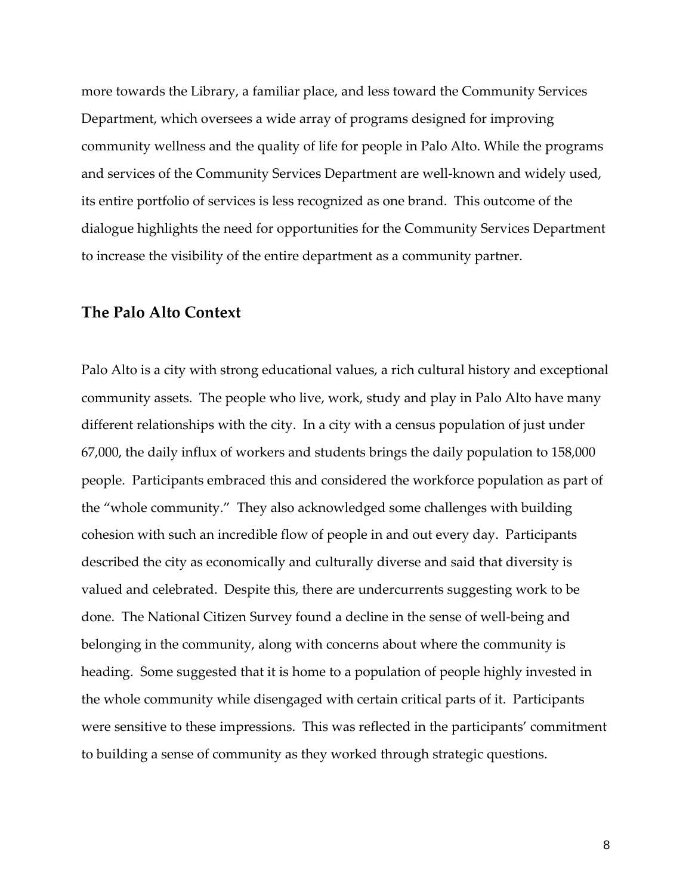more towards the Library, a familiar place, and less toward the Community Services Department, which oversees a wide array of programs designed for improving community wellness and the quality of life for people in Palo Alto. While the programs and services of the Community Services Department are well-known and widely used, its entire portfolio of services is less recognized as one brand. This outcome of the dialogue highlights the need for opportunities for the Community Services Department to increase the visibility of the entire department as a community partner.

## The Palo Alto Context

Palo Alto is a city with strong educational values, a rich cultural history and exceptional community assets. The people who live, work, study and play in Palo Alto have many different relationships with the city. In a city with a census population of just under 67,000, the daily influx of workers and students brings the daily population to 158,000 people. Participants embraced this and considered the workforce population as part of the "whole community." They also acknowledged some challenges with building cohesion with such an incredible flow of people in and out every day. Participants described the city as economically and culturally diverse and said that diversity is valued and celebrated. Despite this, there are undercurrents suggesting work to be done. The National Citizen Survey found a decline in the sense of well-being and belonging in the community, along with concerns about where the community is heading. Some suggested that it is home to a population of people highly invested in the whole community while disengaged with certain critical parts of it. Participants were sensitive to these impressions. This was reflected in the participants' commitment to building a sense of community as they worked through strategic questions.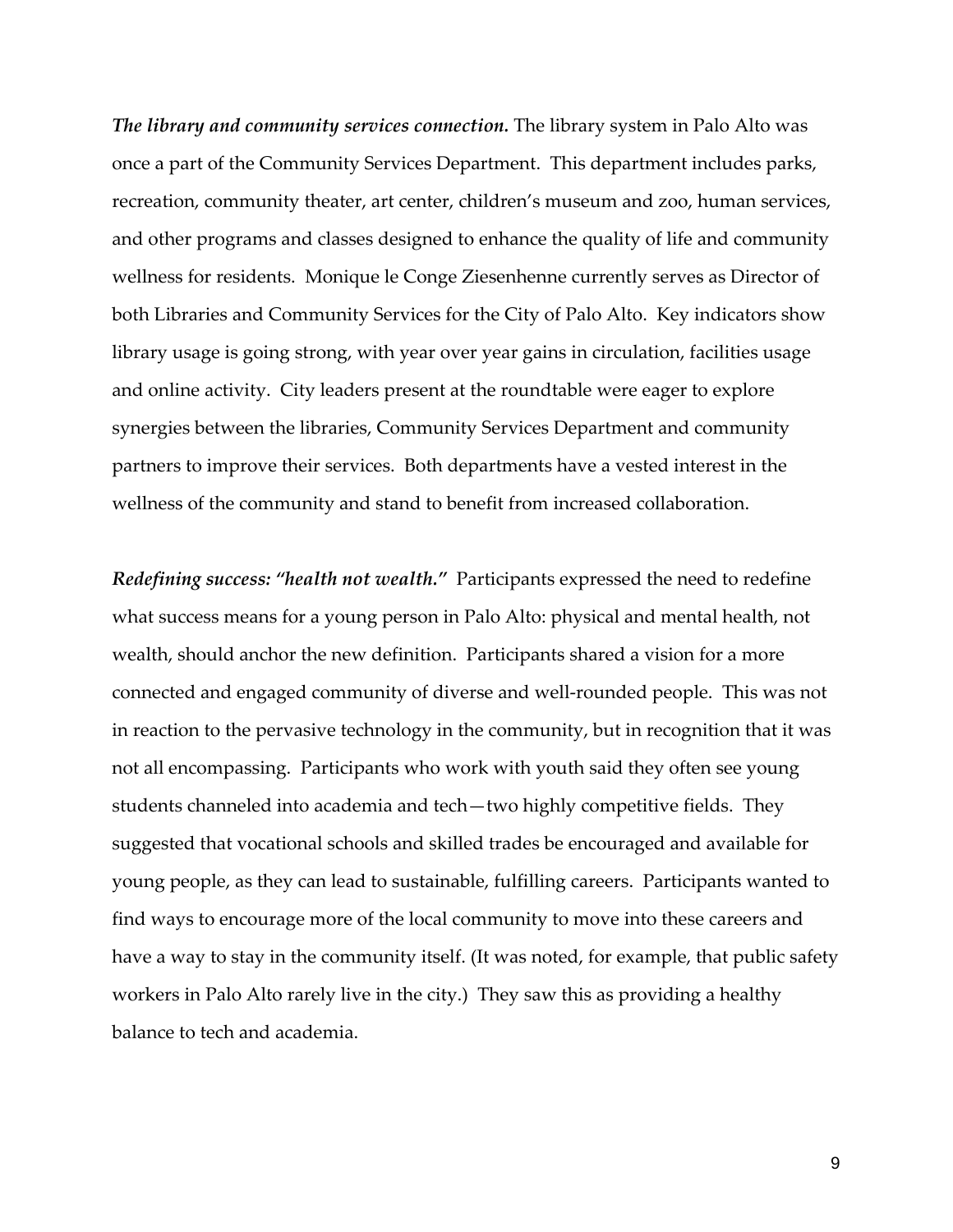***The library and community services connection.*** The library system in Palo Alto was once a part of the Community Services Department. This department includes parks, recreation, community theater, art center, children's museum and zoo, human services, and other programs and classes designed to enhance the quality of life and community wellness for residents. Monique le Conge Ziesenhenne currently serves as Director of both Libraries and Community Services for the City of Palo Alto. Key indicators show library usage is going strong, with year over year gains in circulation, facilities usage and online activity. City leaders present at the roundtable were eager to explore synergies between the libraries, Community Services Department and community partners to improve their services. Both departments have a vested interest in the wellness of the community and stand to benefit from increased collaboration.

***Redefining success: "health not wealth."*** Participants expressed the need to redefine what success means for a young person in Palo Alto: physical and mental health, not wealth, should anchor the new definition. Participants shared a vision for a more connected and engaged community of diverse and well-rounded people. This was not in reaction to the pervasive technology in the community, but in recognition that it was not all encompassing. Participants who work with youth said they often see young students channeled into academia and tech—two highly competitive fields. They suggested that vocational schools and skilled trades be encouraged and available for young people, as they can lead to sustainable, fulfilling careers. Participants wanted to find ways to encourage more of the local community to move into these careers and have a way to stay in the community itself. (It was noted, for example, that public safety workers in Palo Alto rarely live in the city.) They saw this as providing a healthy balance to tech and academia.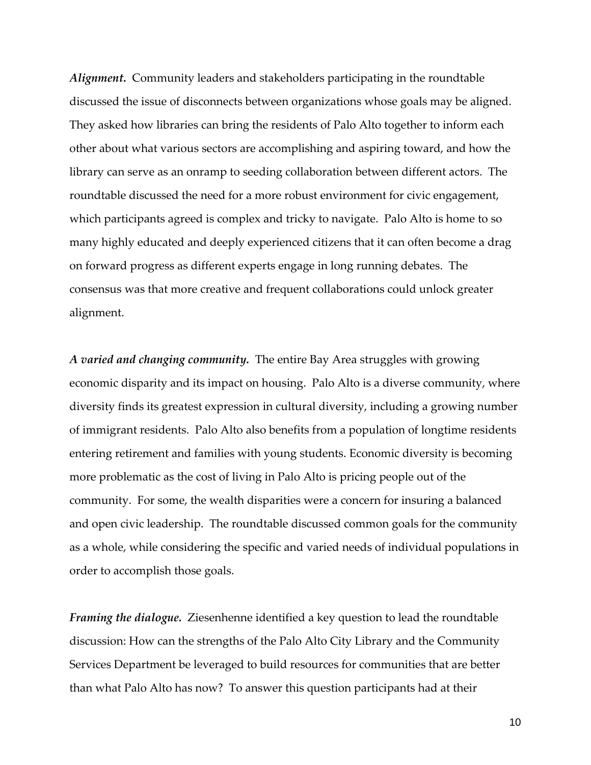***Alignment.*** Community leaders and stakeholders participating in the roundtable discussed the issue of disconnects between organizations whose goals may be aligned. They asked how libraries can bring the residents of Palo Alto together to inform each other about what various sectors are accomplishing and aspiring toward, and how the library can serve as an onramp to seeding collaboration between different actors. The roundtable discussed the need for a more robust environment for civic engagement, which participants agreed is complex and tricky to navigate. Palo Alto is home to so many highly educated and deeply experienced citizens that it can often become a drag on forward progress as different experts engage in long running debates. The consensus was that more creative and frequent collaborations could unlock greater alignment.

***A varied and changing community.*** The entire Bay Area struggles with growing economic disparity and its impact on housing. Palo Alto is a diverse community, where diversity finds its greatest expression in cultural diversity, including a growing number of immigrant residents. Palo Alto also benefits from a population of longtime residents entering retirement and families with young students. Economic diversity is becoming more problematic as the cost of living in Palo Alto is pricing people out of the community. For some, the wealth disparities were a concern for insuring a balanced and open civic leadership. The roundtable discussed common goals for the community as a whole, while considering the specific and varied needs of individual populations in order to accomplish those goals.

***Framing the dialogue.*** Ziesenhenne identified a key question to lead the roundtable discussion: How can the strengths of the Palo Alto City Library and the Community Services Department be leveraged to build resources for communities that are better than what Palo Alto has now? To answer this question participants had at their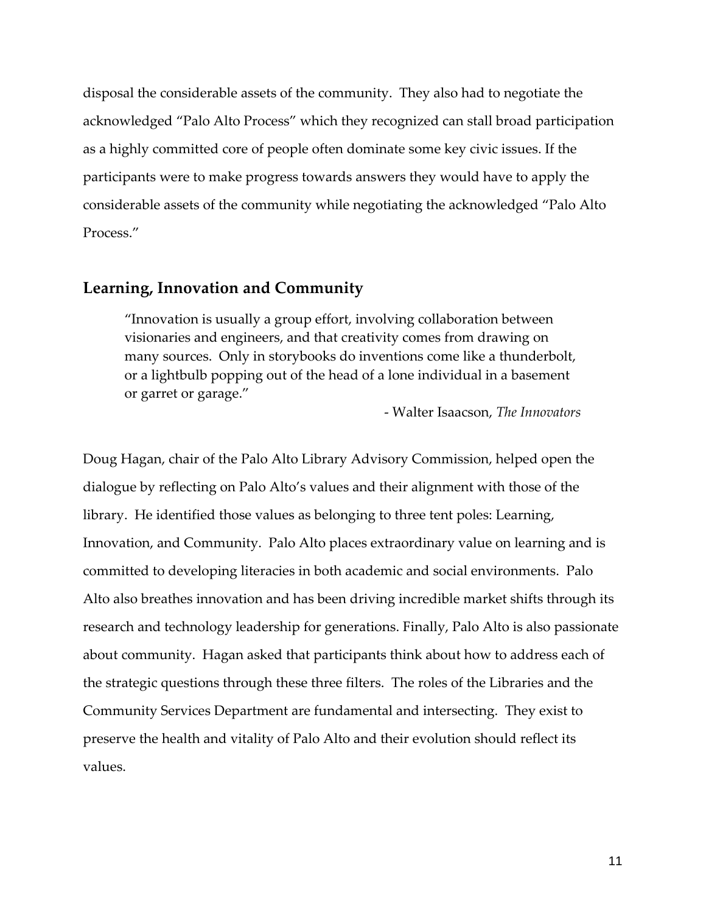disposal the considerable assets of the community. They also had to negotiate the acknowledged "Palo Alto Process" which they recognized can stall broad participation as a highly committed core of people often dominate some key civic issues. If the participants were to make progress towards answers they would have to apply the considerable assets of the community while negotiating the acknowledged "Palo Alto Process."

## Learning, Innovation and Community

> "Innovation is usually a group effort, involving collaboration between visionaries and engineers, and that creativity comes from drawing on many sources. Only in storybooks do inventions come like a thunderbolt, or a lightbulb popping out of the head of a lone individual in a basement or garret or garage."
>
> \- Walter Isaacson, *The Innovators*

Doug Hagan, chair of the Palo Alto Library Advisory Commission, helped open the dialogue by reflecting on Palo Alto's values and their alignment with those of the library. He identified those values as belonging to three tent poles: Learning, Innovation, and Community. Palo Alto places extraordinary value on learning and is committed to developing literacies in both academic and social environments. Palo Alto also breathes innovation and has been driving incredible market shifts through its research and technology leadership for generations. Finally, Palo Alto is also passionate about community. Hagan asked that participants think about how to address each of the strategic questions through these three filters. The roles of the Libraries and the Community Services Department are fundamental and intersecting. They exist to preserve the health and vitality of Palo Alto and their evolution should reflect its values.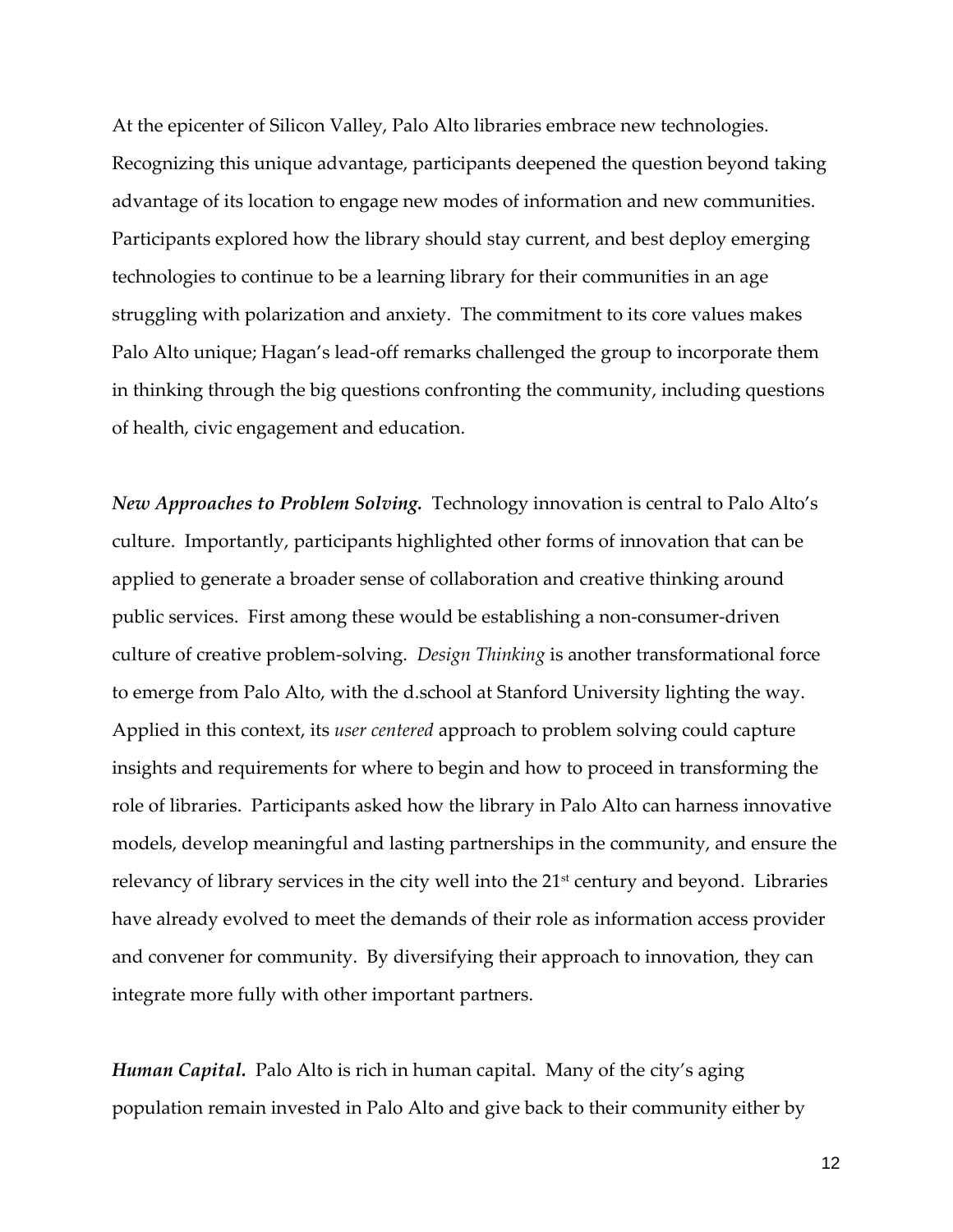At the epicenter of Silicon Valley, Palo Alto libraries embrace new technologies. Recognizing this unique advantage, participants deepened the question beyond taking advantage of its location to engage new modes of information and new communities. Participants explored how the library should stay current, and best deploy emerging technologies to continue to be a learning library for their communities in an age struggling with polarization and anxiety. The commitment to its core values makes Palo Alto unique; Hagan's lead-off remarks challenged the group to incorporate them in thinking through the big questions confronting the community, including questions of health, civic engagement and education.

***New Approaches to Problem Solving.*** Technology innovation is central to Palo Alto's culture. Importantly, participants highlighted other forms of innovation that can be applied to generate a broader sense of collaboration and creative thinking around public services. First among these would be establishing a non-consumer-driven culture of creative problem-solving. *Design Thinking* is another transformational force to emerge from Palo Alto, with the d.school at Stanford University lighting the way. Applied in this context, its *user centered* approach to problem solving could capture insights and requirements for where to begin and how to proceed in transforming the role of libraries. Participants asked how the library in Palo Alto can harness innovative models, develop meaningful and lasting partnerships in the community, and ensure the relevancy of library services in the city well into the 21st century and beyond. Libraries have already evolved to meet the demands of their role as information access provider and convener for community. By diversifying their approach to innovation, they can integrate more fully with other important partners.

***Human Capital.*** Palo Alto is rich in human capital. Many of the city's aging population remain invested in Palo Alto and give back to their community either by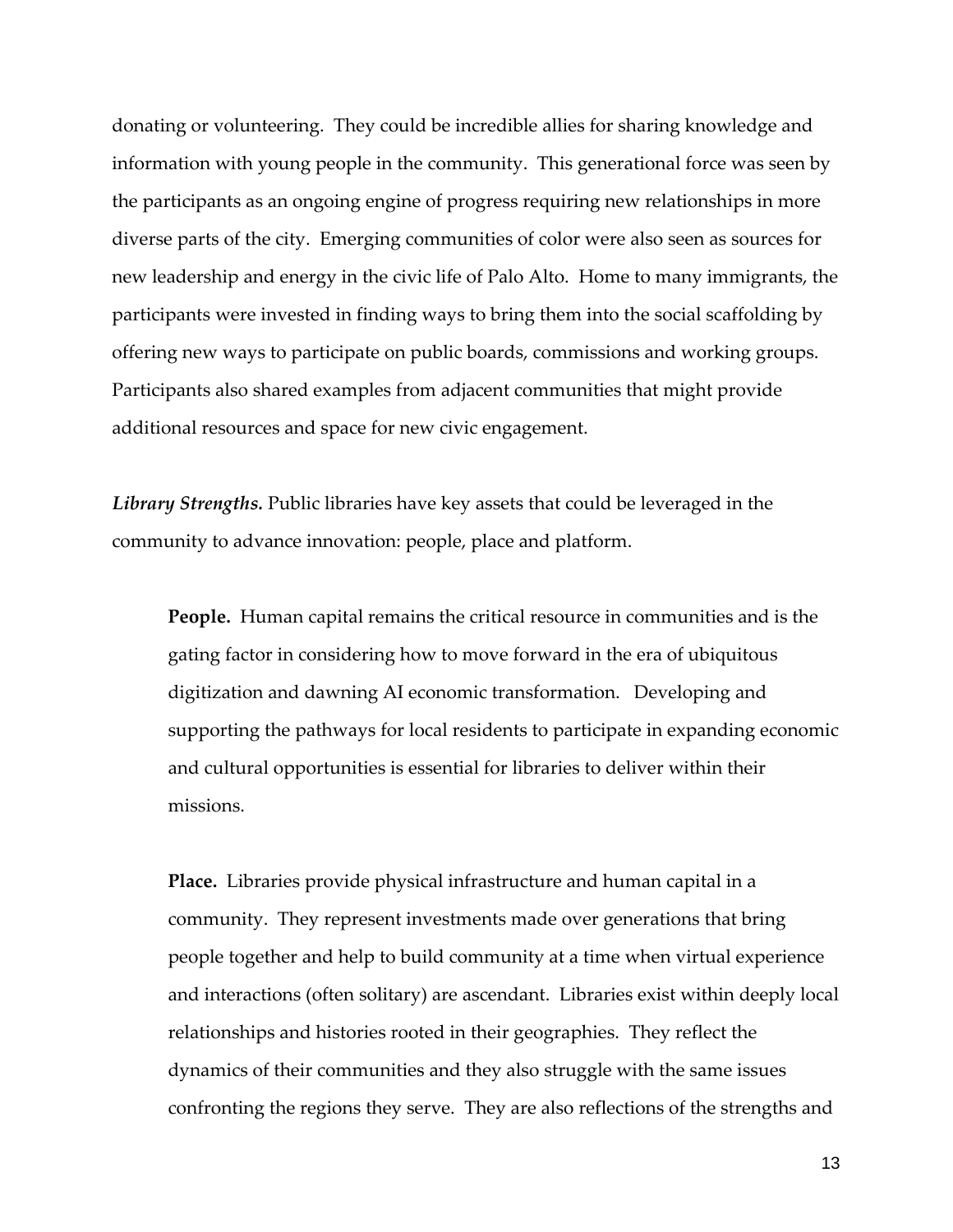donating or volunteering. They could be incredible allies for sharing knowledge and information with young people in the community. This generational force was seen by the participants as an ongoing engine of progress requiring new relationships in more diverse parts of the city. Emerging communities of color were also seen as sources for new leadership and energy in the civic life of Palo Alto. Home to many immigrants, the participants were invested in finding ways to bring them into the social scaffolding by offering new ways to participate on public boards, commissions and working groups. Participants also shared examples from adjacent communities that might provide additional resources and space for new civic engagement.

***Library Strengths.*** Public libraries have key assets that could be leveraged in the community to advance innovation: people, place and platform.

> **People.** Human capital remains the critical resource in communities and is the gating factor in considering how to move forward in the era of ubiquitous digitization and dawning AI economic transformation. Developing and supporting the pathways for local residents to participate in expanding economic and cultural opportunities is essential for libraries to deliver within their missions.
>
> **Place.** Libraries provide physical infrastructure and human capital in a community. They represent investments made over generations that bring people together and help to build community at a time when virtual experience and interactions (often solitary) are ascendant. Libraries exist within deeply local relationships and histories rooted in their geographies. They reflect the dynamics of their communities and they also struggle with the same issues confronting the regions they serve. They are also reflections of the strengths and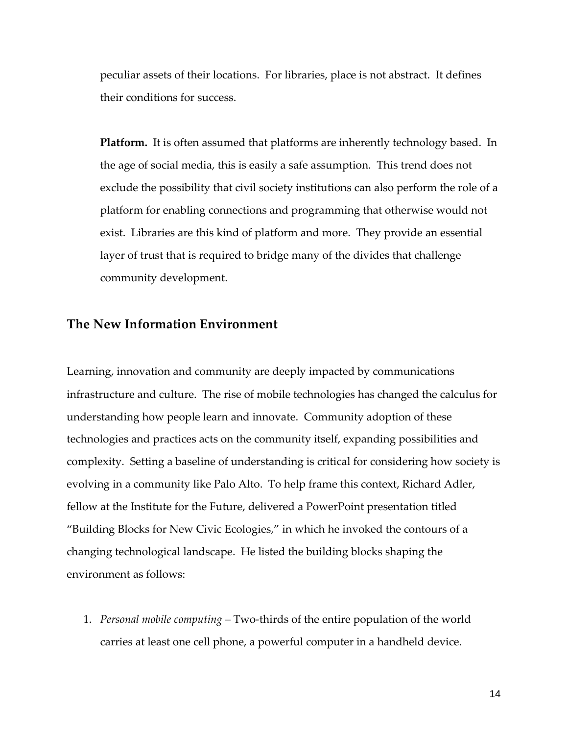peculiar assets of their locations. For libraries, place is not abstract. It defines their conditions for success.

**Platform.** It is often assumed that platforms are inherently technology based. In the age of social media, this is easily a safe assumption. This trend does not exclude the possibility that civil society institutions can also perform the role of a platform for enabling connections and programming that otherwise would not exist. Libraries are this kind of platform and more. They provide an essential layer of trust that is required to bridge many of the divides that challenge community development.

## The New Information Environment

Learning, innovation and community are deeply impacted by communications infrastructure and culture. The rise of mobile technologies has changed the calculus for understanding how people learn and innovate. Community adoption of these technologies and practices acts on the community itself, expanding possibilities and complexity. Setting a baseline of understanding is critical for considering how society is evolving in a community like Palo Alto. To help frame this context, Richard Adler, fellow at the Institute for the Future, delivered a PowerPoint presentation titled "Building Blocks for New Civic Ecologies," in which he invoked the contours of a changing technological landscape. He listed the building blocks shaping the environment as follows:

1. *Personal mobile computing* – Two-thirds of the entire population of the world carries at least one cell phone, a powerful computer in a handheld device.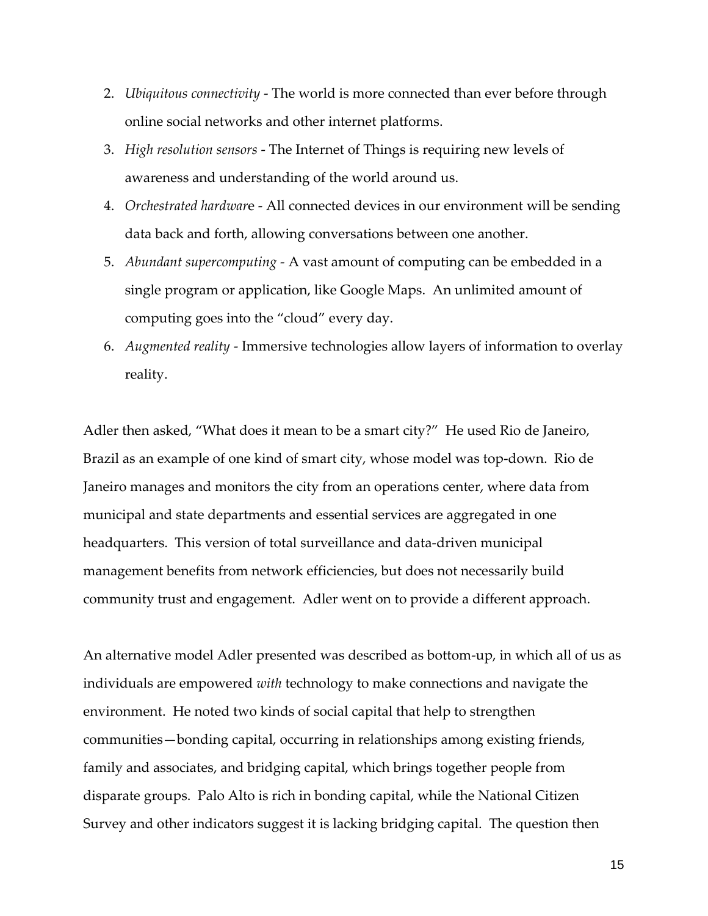2. *Ubiquitous connectivity* - The world is more connected than ever before through online social networks and other internet platforms.
3. *High resolution sensors* - The Internet of Things is requiring new levels of awareness and understanding of the world around us.
4. *Orchestrated hardware* - All connected devices in our environment will be sending data back and forth, allowing conversations between one another.
5. *Abundant supercomputing* - A vast amount of computing can be embedded in a single program or application, like Google Maps. An unlimited amount of computing goes into the "cloud" every day.
6. *Augmented reality* - Immersive technologies allow layers of information to overlay reality.

Adler then asked, "What does it mean to be a smart city?" He used Rio de Janeiro, Brazil as an example of one kind of smart city, whose model was top-down. Rio de Janeiro manages and monitors the city from an operations center, where data from municipal and state departments and essential services are aggregated in one headquarters. This version of total surveillance and data-driven municipal management benefits from network efficiencies, but does not necessarily build community trust and engagement. Adler went on to provide a different approach.

An alternative model Adler presented was described as bottom-up, in which all of us as individuals are empowered *with* technology to make connections and navigate the environment. He noted two kinds of social capital that help to strengthen communities—bonding capital, occurring in relationships among existing friends, family and associates, and bridging capital, which brings together people from disparate groups. Palo Alto is rich in bonding capital, while the National Citizen Survey and other indicators suggest it is lacking bridging capital. The question then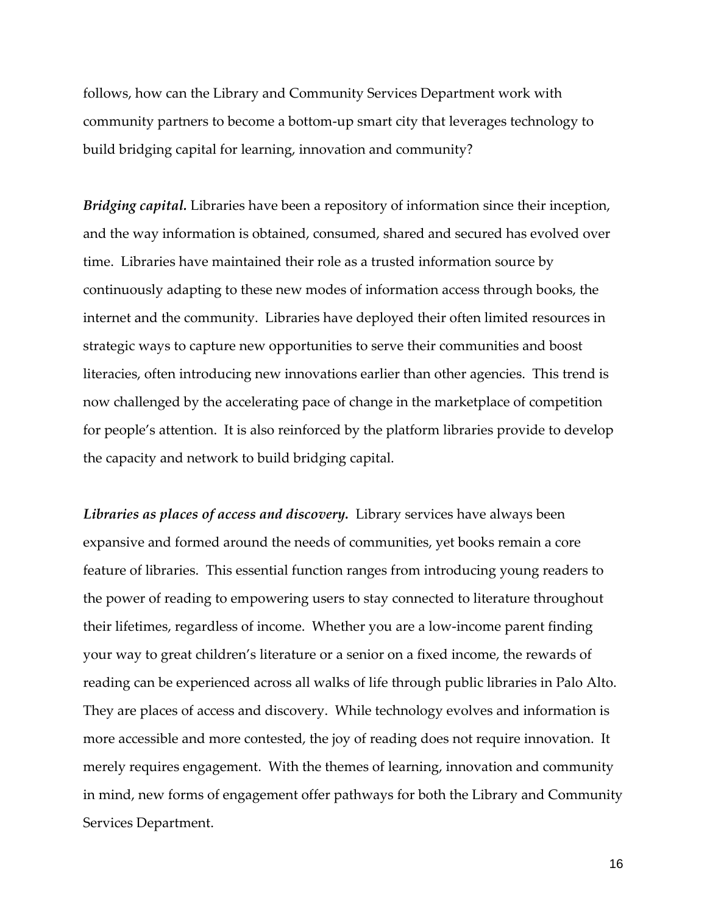follows, how can the Library and Community Services Department work with community partners to become a bottom-up smart city that leverages technology to build bridging capital for learning, innovation and community?

***Bridging capital.*** Libraries have been a repository of information since their inception, and the way information is obtained, consumed, shared and secured has evolved over time. Libraries have maintained their role as a trusted information source by continuously adapting to these new modes of information access through books, the internet and the community. Libraries have deployed their often limited resources in strategic ways to capture new opportunities to serve their communities and boost literacies, often introducing new innovations earlier than other agencies. This trend is now challenged by the accelerating pace of change in the marketplace of competition for people's attention. It is also reinforced by the platform libraries provide to develop the capacity and network to build bridging capital.

***Libraries as places of access and discovery.*** Library services have always been expansive and formed around the needs of communities, yet books remain a core feature of libraries. This essential function ranges from introducing young readers to the power of reading to empowering users to stay connected to literature throughout their lifetimes, regardless of income. Whether you are a low-income parent finding your way to great children's literature or a senior on a fixed income, the rewards of reading can be experienced across all walks of life through public libraries in Palo Alto. They are places of access and discovery. While technology evolves and information is more accessible and more contested, the joy of reading does not require innovation. It merely requires engagement. With the themes of learning, innovation and community in mind, new forms of engagement offer pathways for both the Library and Community Services Department.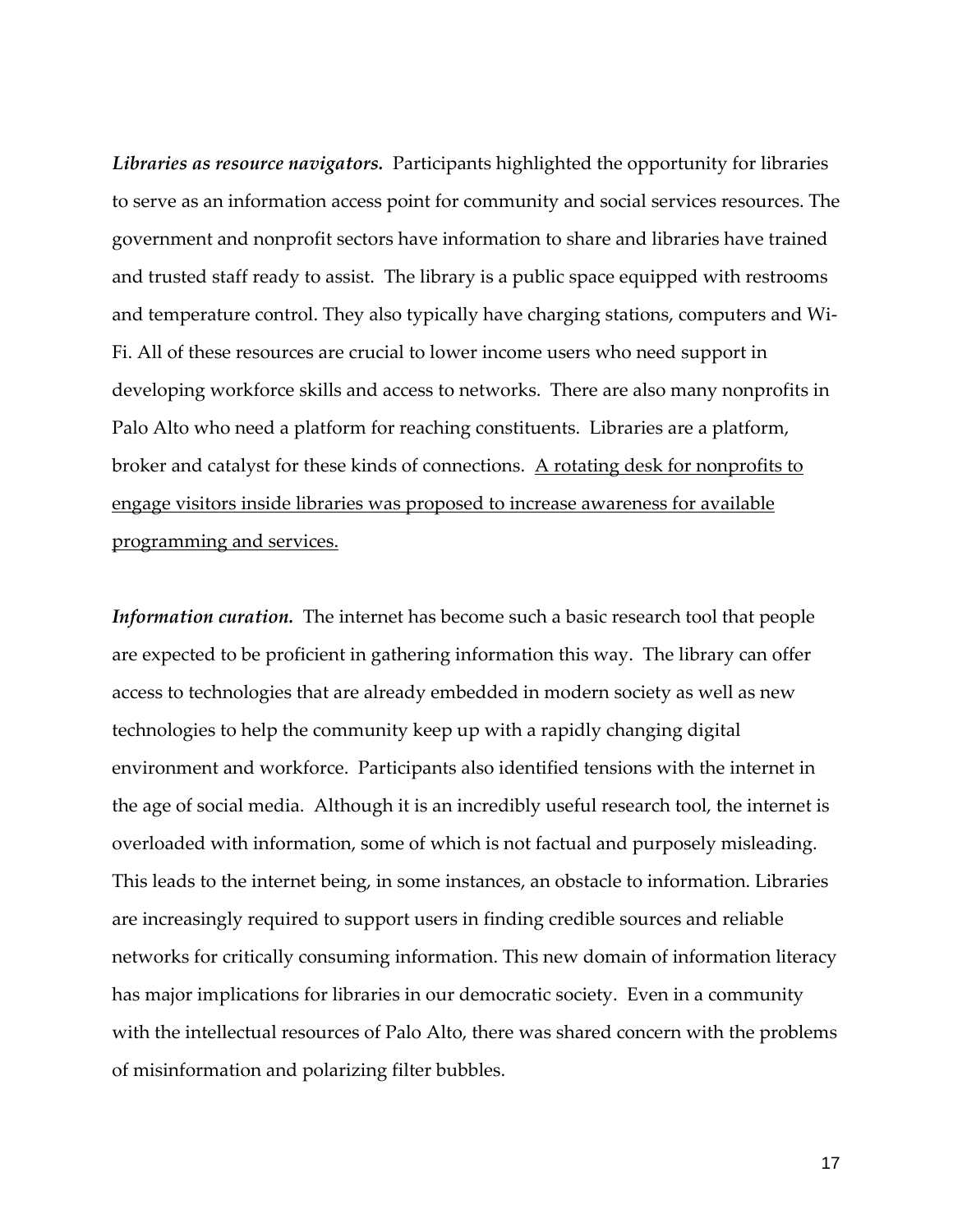***Libraries as resource navigators.*** Participants highlighted the opportunity for libraries to serve as an information access point for community and social services resources. The government and nonprofit sectors have information to share and libraries have trained and trusted staff ready to assist. The library is a public space equipped with restrooms and temperature control. They also typically have charging stations, computers and Wi-Fi. All of these resources are crucial to lower income users who need support in developing workforce skills and access to networks. There are also many nonprofits in Palo Alto who need a platform for reaching constituents. Libraries are a platform, broker and catalyst for these kinds of connections. <u>A rotating desk for nonprofits to engage visitors inside libraries was proposed to increase awareness for available programming and services.</u>

***Information curation.*** The internet has become such a basic research tool that people are expected to be proficient in gathering information this way. The library can offer access to technologies that are already embedded in modern society as well as new technologies to help the community keep up with a rapidly changing digital environment and workforce. Participants also identified tensions with the internet in the age of social media. Although it is an incredibly useful research tool, the internet is overloaded with information, some of which is not factual and purposely misleading. This leads to the internet being, in some instances, an obstacle to information. Libraries are increasingly required to support users in finding credible sources and reliable networks for critically consuming information. This new domain of information literacy has major implications for libraries in our democratic society. Even in a community with the intellectual resources of Palo Alto, there was shared concern with the problems of misinformation and polarizing filter bubbles.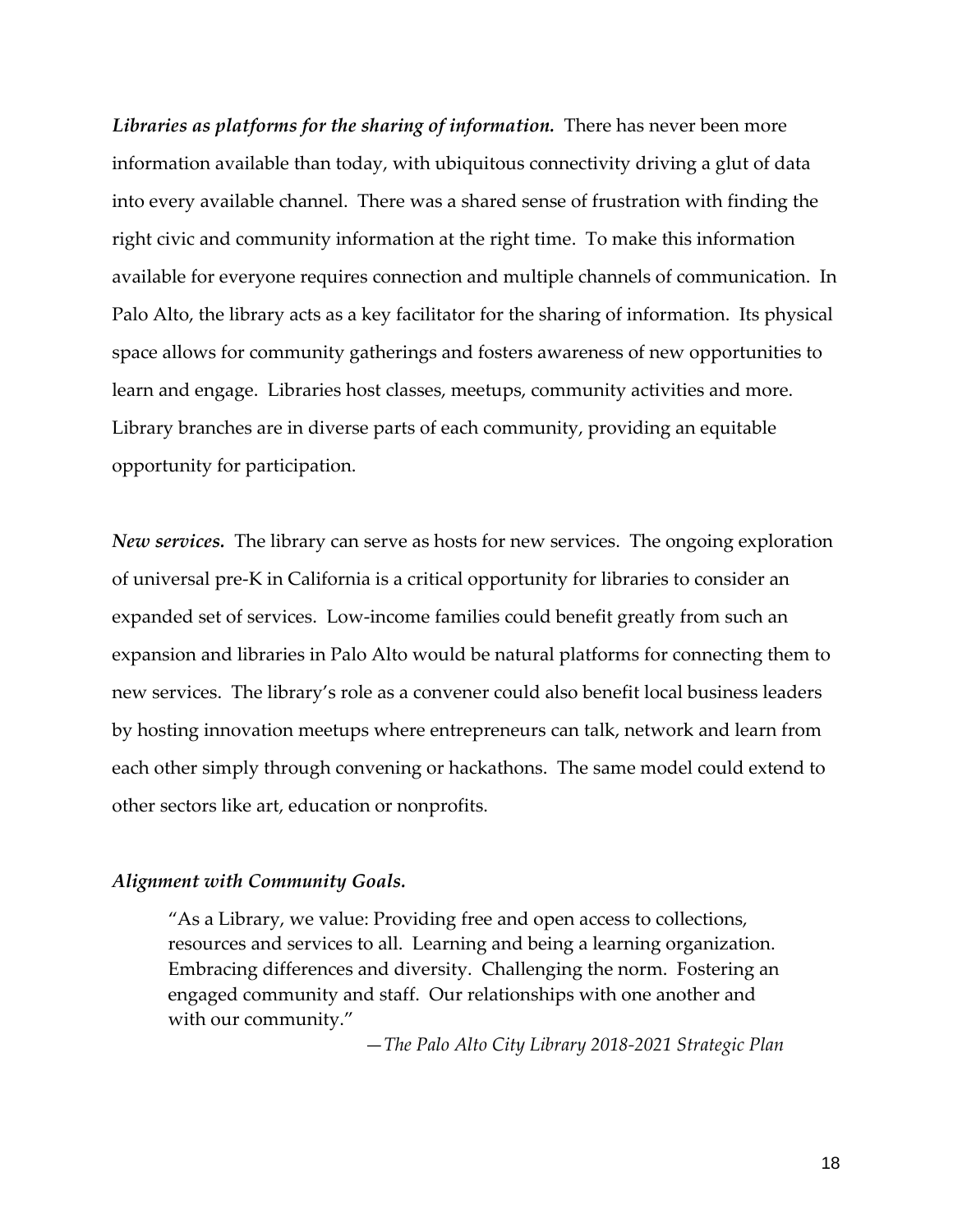***Libraries as platforms for the sharing of information.*** There has never been more information available than today, with ubiquitous connectivity driving a glut of data into every available channel. There was a shared sense of frustration with finding the right civic and community information at the right time. To make this information available for everyone requires connection and multiple channels of communication. In Palo Alto, the library acts as a key facilitator for the sharing of information. Its physical space allows for community gatherings and fosters awareness of new opportunities to learn and engage. Libraries host classes, meetups, community activities and more. Library branches are in diverse parts of each community, providing an equitable opportunity for participation.

***New services.*** The library can serve as hosts for new services. The ongoing exploration of universal pre-K in California is a critical opportunity for libraries to consider an expanded set of services. Low-income families could benefit greatly from such an expansion and libraries in Palo Alto would be natural platforms for connecting them to new services. The library's role as a convener could also benefit local business leaders by hosting innovation meetups where entrepreneurs can talk, network and learn from each other simply through convening or hackathons. The same model could extend to other sectors like art, education or nonprofits.

***Alignment with Community Goals.***

> "As a Library, we value: Providing free and open access to collections, resources and services to all. Learning and being a learning organization. Embracing differences and diversity. Challenging the norm. Fostering an engaged community and staff. Our relationships with one another and with our community."
>
> —*The Palo Alto City Library 2018-2021 Strategic Plan*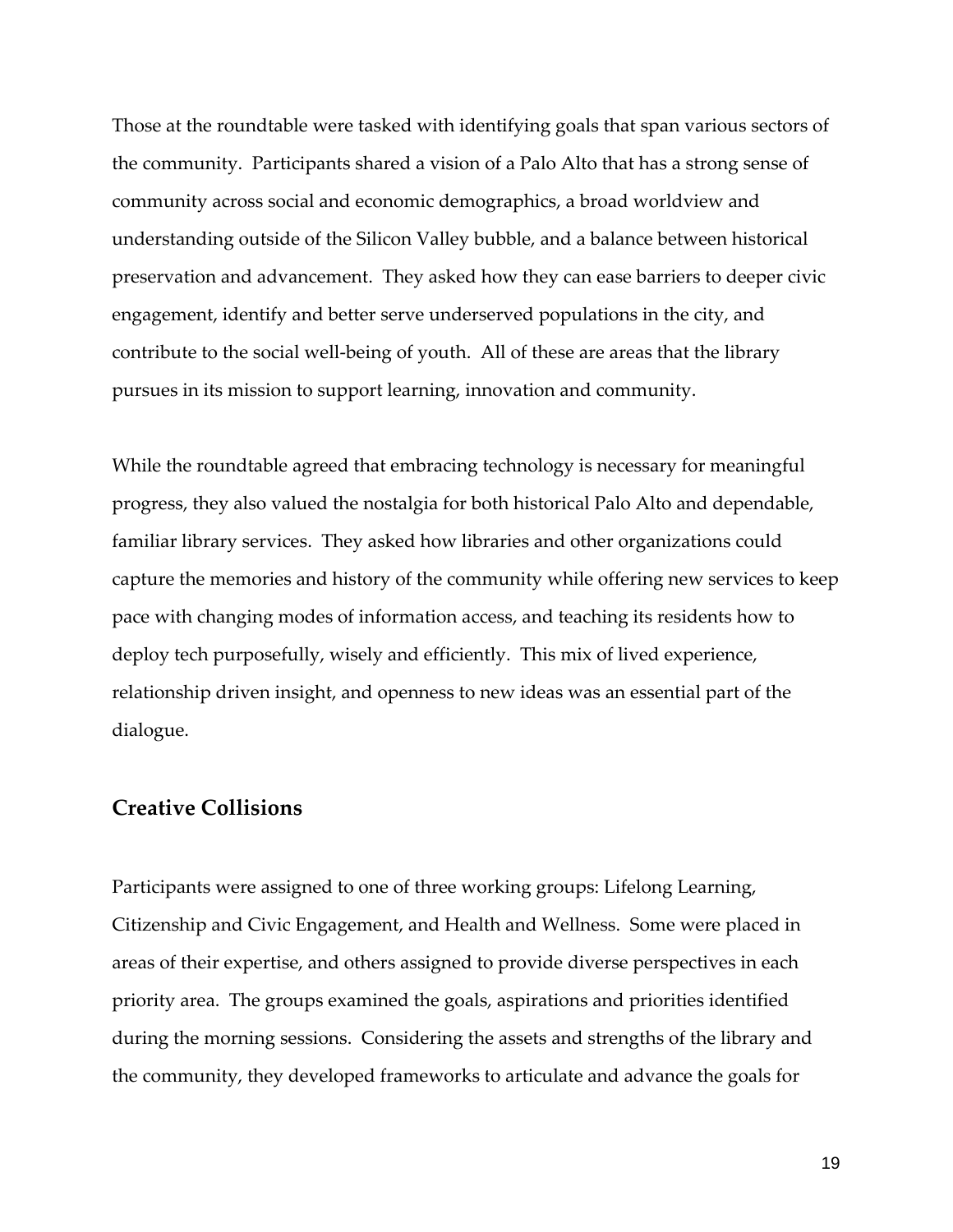Those at the roundtable were tasked with identifying goals that span various sectors of the community. Participants shared a vision of a Palo Alto that has a strong sense of community across social and economic demographics, a broad worldview and understanding outside of the Silicon Valley bubble, and a balance between historical preservation and advancement. They asked how they can ease barriers to deeper civic engagement, identify and better serve underserved populations in the city, and contribute to the social well-being of youth. All of these are areas that the library pursues in its mission to support learning, innovation and community.

While the roundtable agreed that embracing technology is necessary for meaningful progress, they also valued the nostalgia for both historical Palo Alto and dependable, familiar library services. They asked how libraries and other organizations could capture the memories and history of the community while offering new services to keep pace with changing modes of information access, and teaching its residents how to deploy tech purposefully, wisely and efficiently. This mix of lived experience, relationship driven insight, and openness to new ideas was an essential part of the dialogue.

## Creative Collisions

Participants were assigned to one of three working groups: Lifelong Learning, Citizenship and Civic Engagement, and Health and Wellness. Some were placed in areas of their expertise, and others assigned to provide diverse perspectives in each priority area. The groups examined the goals, aspirations and priorities identified during the morning sessions. Considering the assets and strengths of the library and the community, they developed frameworks to articulate and advance the goals for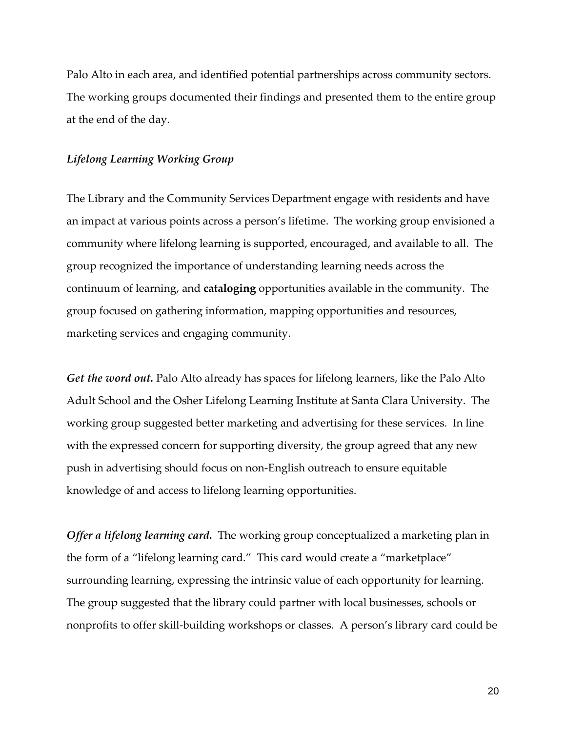Palo Alto in each area, and identified potential partnerships across community sectors. The working groups documented their findings and presented them to the entire group at the end of the day.

### *Lifelong Learning Working Group*

The Library and the Community Services Department engage with residents and have an impact at various points across a person's lifetime. The working group envisioned a community where lifelong learning is supported, encouraged, and available to all. The group recognized the importance of understanding learning needs across the continuum of learning, and **cataloging** opportunities available in the community. The group focused on gathering information, mapping opportunities and resources, marketing services and engaging community.

***Get the word out.*** Palo Alto already has spaces for lifelong learners, like the Palo Alto Adult School and the Osher Lifelong Learning Institute at Santa Clara University. The working group suggested better marketing and advertising for these services. In line with the expressed concern for supporting diversity, the group agreed that any new push in advertising should focus on non-English outreach to ensure equitable knowledge of and access to lifelong learning opportunities.

***Offer a lifelong learning card.*** The working group conceptualized a marketing plan in the form of a "lifelong learning card." This card would create a "marketplace" surrounding learning, expressing the intrinsic value of each opportunity for learning. The group suggested that the library could partner with local businesses, schools or nonprofits to offer skill-building workshops or classes. A person's library card could be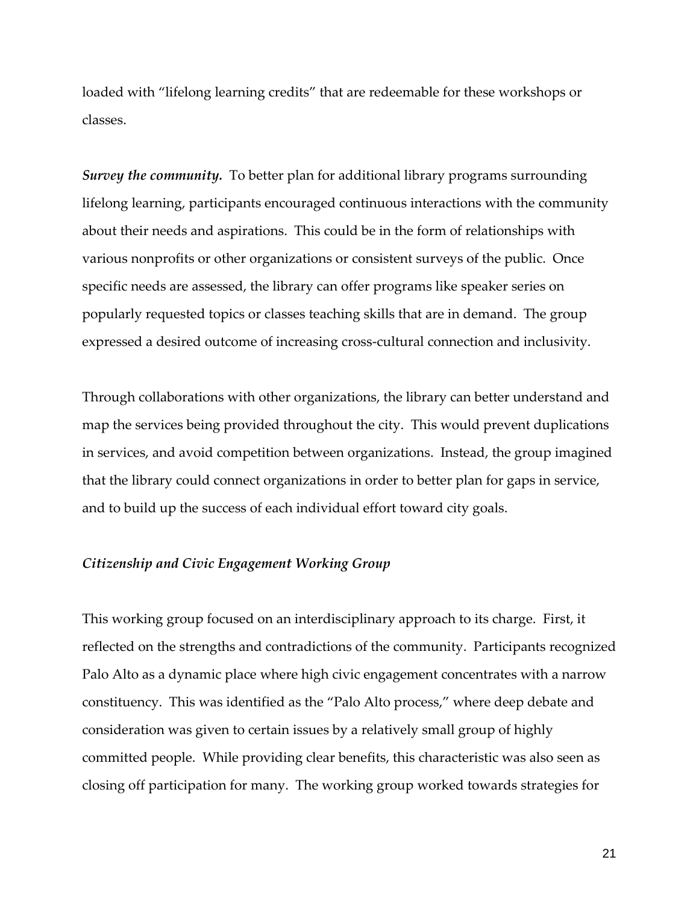loaded with "lifelong learning credits" that are redeemable for these workshops or classes.

***Survey the community.*** To better plan for additional library programs surrounding lifelong learning, participants encouraged continuous interactions with the community about their needs and aspirations. This could be in the form of relationships with various nonprofits or other organizations or consistent surveys of the public. Once specific needs are assessed, the library can offer programs like speaker series on popularly requested topics or classes teaching skills that are in demand. The group expressed a desired outcome of increasing cross-cultural connection and inclusivity.

Through collaborations with other organizations, the library can better understand and map the services being provided throughout the city. This would prevent duplications in services, and avoid competition between organizations. Instead, the group imagined that the library could connect organizations in order to better plan for gaps in service, and to build up the success of each individual effort toward city goals.

### *Citizenship and Civic Engagement Working Group*

This working group focused on an interdisciplinary approach to its charge. First, it reflected on the strengths and contradictions of the community. Participants recognized Palo Alto as a dynamic place where high civic engagement concentrates with a narrow constituency. This was identified as the "Palo Alto process," where deep debate and consideration was given to certain issues by a relatively small group of highly committed people. While providing clear benefits, this characteristic was also seen as closing off participation for many. The working group worked towards strategies for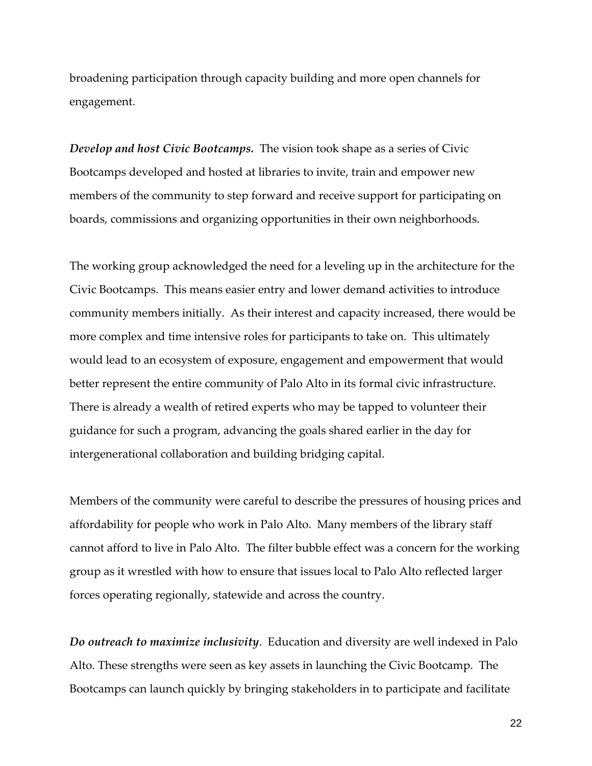broadening participation through capacity building and more open channels for engagement.

***Develop and host Civic Bootcamps.*** The vision took shape as a series of Civic Bootcamps developed and hosted at libraries to invite, train and empower new members of the community to step forward and receive support for participating on boards, commissions and organizing opportunities in their own neighborhoods.

The working group acknowledged the need for a leveling up in the architecture for the Civic Bootcamps. This means easier entry and lower demand activities to introduce community members initially. As their interest and capacity increased, there would be more complex and time intensive roles for participants to take on. This ultimately would lead to an ecosystem of exposure, engagement and empowerment that would better represent the entire community of Palo Alto in its formal civic infrastructure. There is already a wealth of retired experts who may be tapped to volunteer their guidance for such a program, advancing the goals shared earlier in the day for intergenerational collaboration and building bridging capital.

Members of the community were careful to describe the pressures of housing prices and affordability for people who work in Palo Alto. Many members of the library staff cannot afford to live in Palo Alto. The filter bubble effect was a concern for the working group as it wrestled with how to ensure that issues local to Palo Alto reflected larger forces operating regionally, statewide and across the country.

***Do outreach to maximize inclusivity***. Education and diversity are well indexed in Palo Alto. These strengths were seen as key assets in launching the Civic Bootcamp. The Bootcamps can launch quickly by bringing stakeholders in to participate and facilitate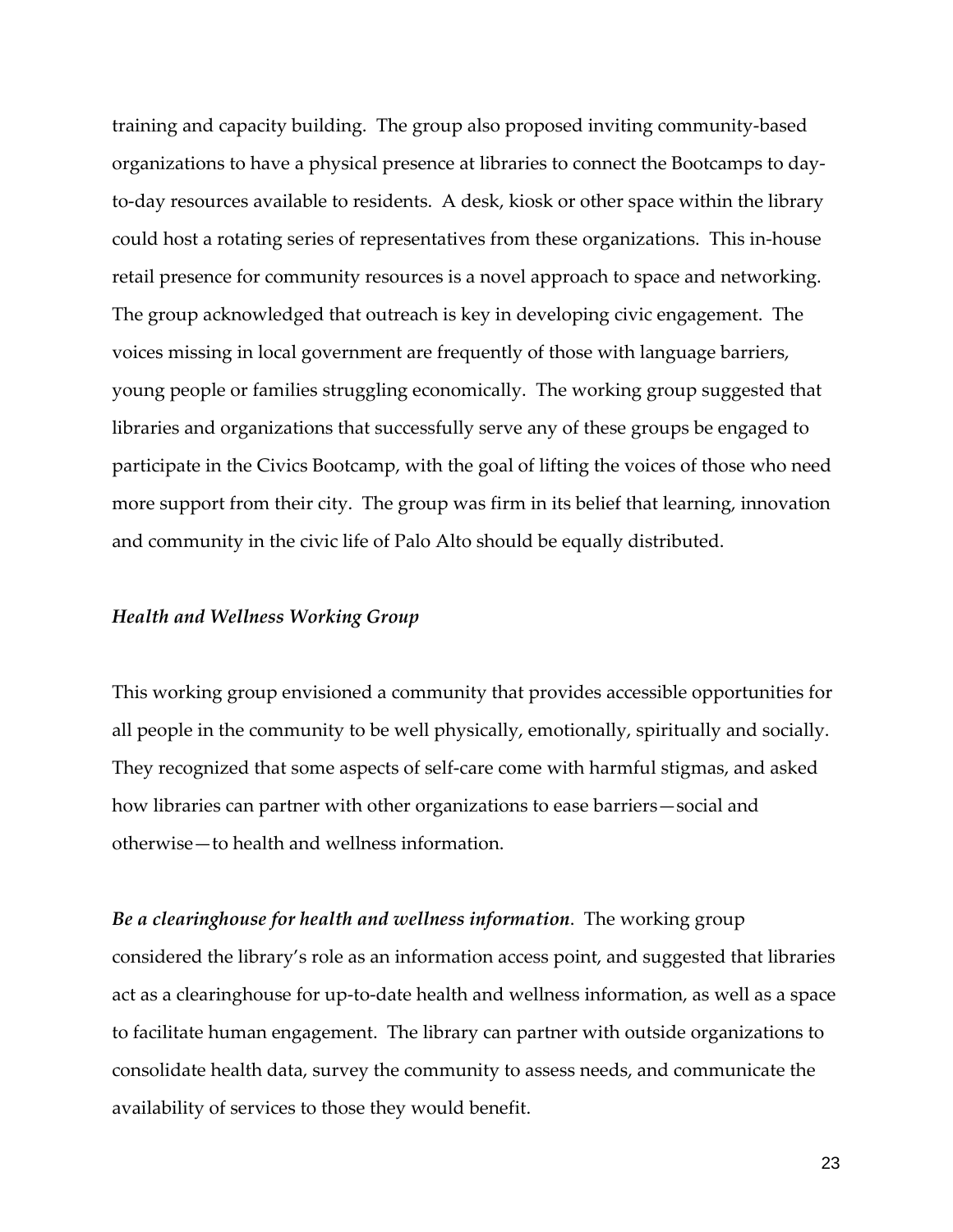training and capacity building. The group also proposed inviting community-based organizations to have a physical presence at libraries to connect the Bootcamps to day-to-day resources available to residents. A desk, kiosk or other space within the library could host a rotating series of representatives from these organizations. This in-house retail presence for community resources is a novel approach to space and networking. The group acknowledged that outreach is key in developing civic engagement. The voices missing in local government are frequently of those with language barriers, young people or families struggling economically. The working group suggested that libraries and organizations that successfully serve any of these groups be engaged to participate in the Civics Bootcamp, with the goal of lifting the voices of those who need more support from their city. The group was firm in its belief that learning, innovation and community in the civic life of Palo Alto should be equally distributed.

### *Health and Wellness Working Group*

This working group envisioned a community that provides accessible opportunities for all people in the community to be well physically, emotionally, spiritually and socially. They recognized that some aspects of self-care come with harmful stigmas, and asked how libraries can partner with other organizations to ease barriers—social and otherwise—to health and wellness information.

***Be a clearinghouse for health and wellness information***. The working group considered the library's role as an information access point, and suggested that libraries act as a clearinghouse for up-to-date health and wellness information, as well as a space to facilitate human engagement. The library can partner with outside organizations to consolidate health data, survey the community to assess needs, and communicate the availability of services to those they would benefit.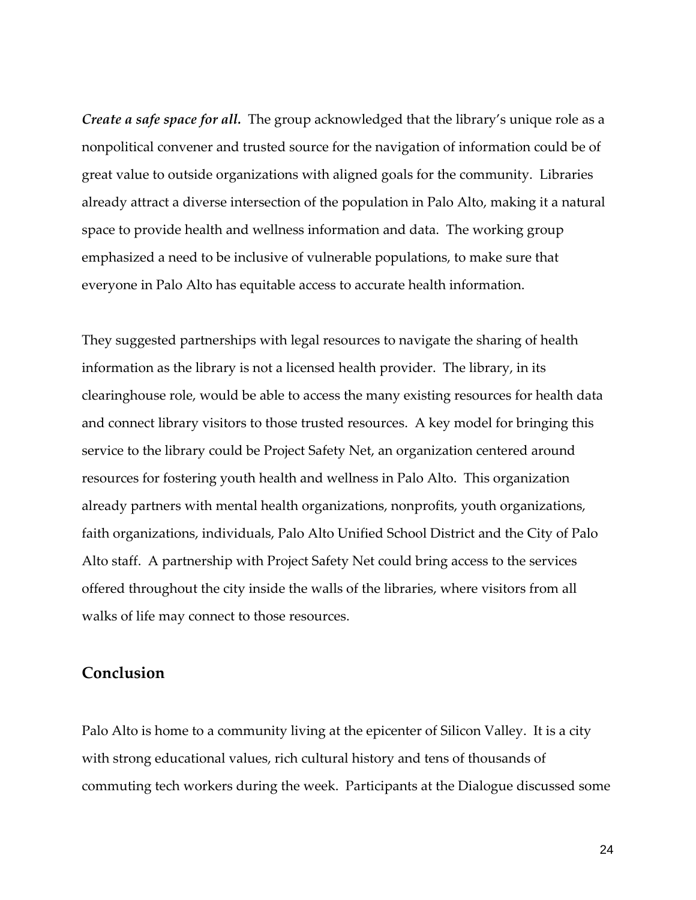***Create a safe space for all.*** The group acknowledged that the library's unique role as a nonpolitical convener and trusted source for the navigation of information could be of great value to outside organizations with aligned goals for the community. Libraries already attract a diverse intersection of the population in Palo Alto, making it a natural space to provide health and wellness information and data. The working group emphasized a need to be inclusive of vulnerable populations, to make sure that everyone in Palo Alto has equitable access to accurate health information.

They suggested partnerships with legal resources to navigate the sharing of health information as the library is not a licensed health provider. The library, in its clearinghouse role, would be able to access the many existing resources for health data and connect library visitors to those trusted resources. A key model for bringing this service to the library could be Project Safety Net, an organization centered around resources for fostering youth health and wellness in Palo Alto. This organization already partners with mental health organizations, nonprofits, youth organizations, faith organizations, individuals, Palo Alto Unified School District and the City of Palo Alto staff. A partnership with Project Safety Net could bring access to the services offered throughout the city inside the walls of the libraries, where visitors from all walks of life may connect to those resources.

## Conclusion

Palo Alto is home to a community living at the epicenter of Silicon Valley. It is a city with strong educational values, rich cultural history and tens of thousands of commuting tech workers during the week. Participants at the Dialogue discussed some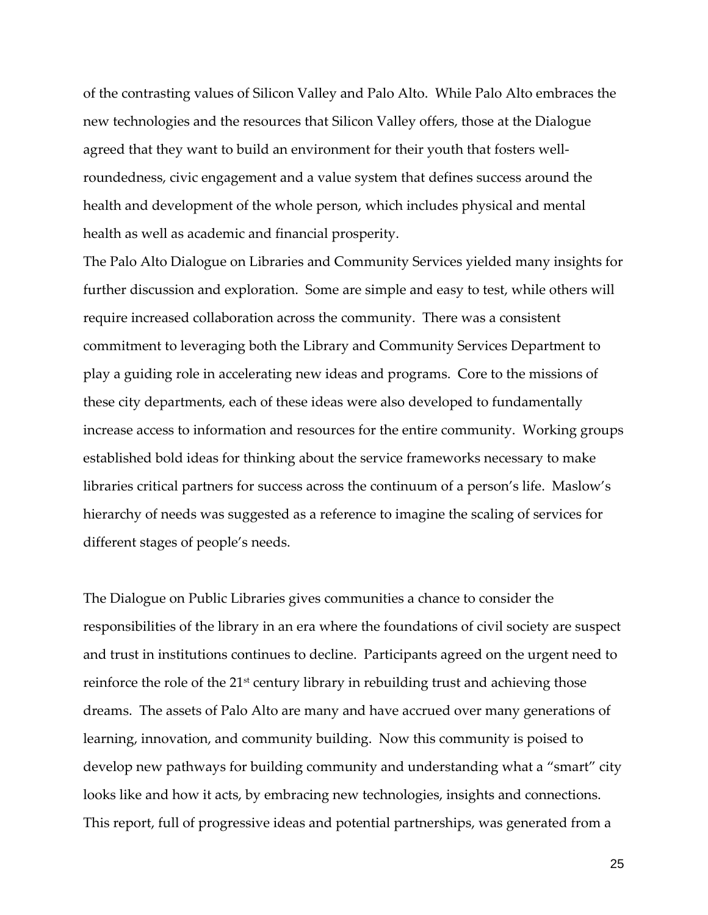of the contrasting values of Silicon Valley and Palo Alto. While Palo Alto embraces the new technologies and the resources that Silicon Valley offers, those at the Dialogue agreed that they want to build an environment for their youth that fosters well-roundedness, civic engagement and a value system that defines success around the health and development of the whole person, which includes physical and mental health as well as academic and financial prosperity.

The Palo Alto Dialogue on Libraries and Community Services yielded many insights for further discussion and exploration. Some are simple and easy to test, while others will require increased collaboration across the community. There was a consistent commitment to leveraging both the Library and Community Services Department to play a guiding role in accelerating new ideas and programs. Core to the missions of these city departments, each of these ideas were also developed to fundamentally increase access to information and resources for the entire community. Working groups established bold ideas for thinking about the service frameworks necessary to make libraries critical partners for success across the continuum of a person's life. Maslow's hierarchy of needs was suggested as a reference to imagine the scaling of services for different stages of people's needs.

The Dialogue on Public Libraries gives communities a chance to consider the responsibilities of the library in an era where the foundations of civil society are suspect and trust in institutions continues to decline. Participants agreed on the urgent need to reinforce the role of the 21st century library in rebuilding trust and achieving those dreams. The assets of Palo Alto are many and have accrued over many generations of learning, innovation, and community building. Now this community is poised to develop new pathways for building community and understanding what a "smart" city looks like and how it acts, by embracing new technologies, insights and connections. This report, full of progressive ideas and potential partnerships, was generated from a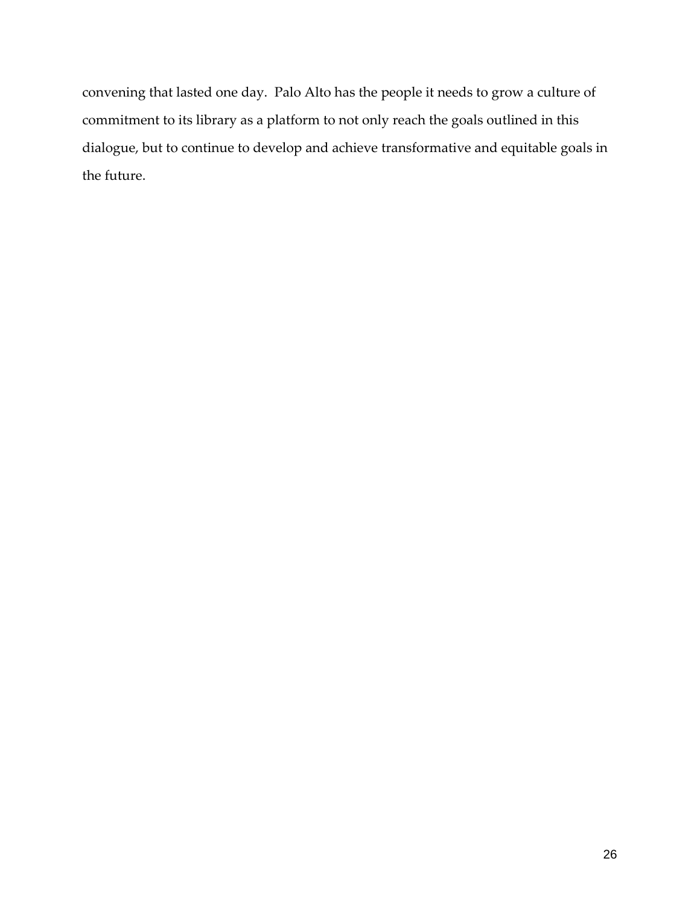convening that lasted one day. Palo Alto has the people it needs to grow a culture of commitment to its library as a platform to not only reach the goals outlined in this dialogue, but to continue to develop and achieve transformative and equitable goals in the future.